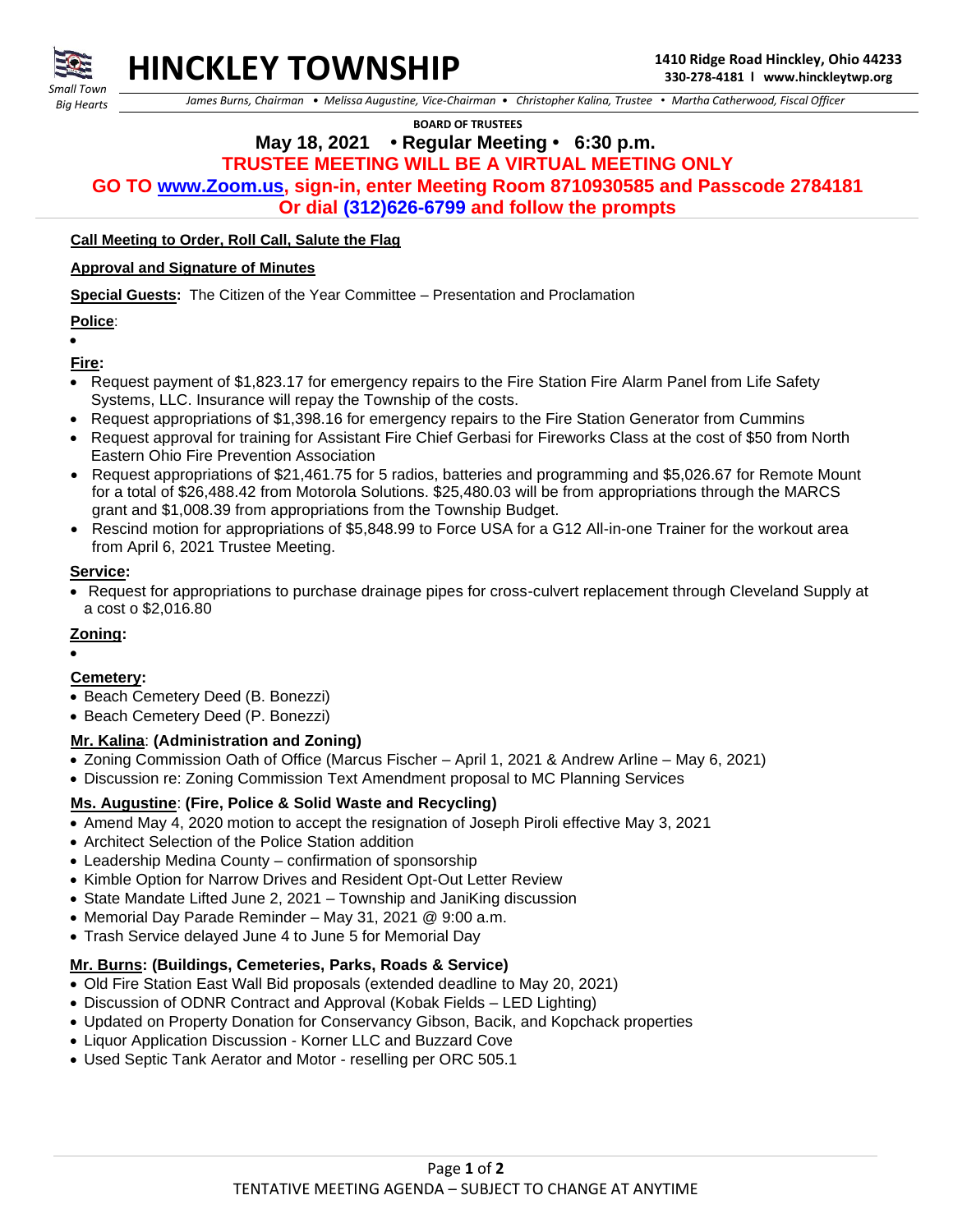*Small Town Big Hearts*

# HINCKLEY TOWNSHIP

**1410 Ridge Road Hinckley, Ohio 44233**
**330-278-4181 l www.hinckleytwp.org**

*James Burns, Chairman • Melissa Augustine, Vice-Chairman • Christopher Kalina, Trustee • Martha Catherwood, Fiscal Officer*

**BOARD OF TRUSTEES**

## May 18, 2021 • Regular Meeting • 6:30 p.m.

**TRUSTEE MEETING WILL BE A VIRTUAL MEETING ONLY**

**GO TO www.Zoom.us, sign-in, enter Meeting Room 8710930585 and Passcode 2784181**

**Or dial (312)626-6799 and follow the prompts**

**Call Meeting to Order, Roll Call, Salute the Flag**

**Approval and Signature of Minutes**

**Special Guests:** The Citizen of the Year Committee – Presentation and Proclamation

**Police**:

- 

**Fire:**

- Request payment of $1,823.17 for emergency repairs to the Fire Station Fire Alarm Panel from Life Safety Systems, LLC. Insurance will repay the Township of the costs.
- Request appropriations of $1,398.16 for emergency repairs to the Fire Station Generator from Cummins
- Request approval for training for Assistant Fire Chief Gerbasi for Fireworks Class at the cost of $50 from North Eastern Ohio Fire Prevention Association
- Request appropriations of $21,461.75 for 5 radios, batteries and programming and $5,026.67 for Remote Mount for a total of $26,488.42 from Motorola Solutions. $25,480.03 will be from appropriations through the MARCS grant and $1,008.39 from appropriations from the Township Budget.
- Rescind motion for appropriations of $5,848.99 to Force USA for a G12 All-in-one Trainer for the workout area from April 6, 2021 Trustee Meeting.

**Service:**

- Request for appropriations to purchase drainage pipes for cross-culvert replacement through Cleveland Supply at a cost o $2,016.80

**Zoning:**

- 

**Cemetery:**

- Beach Cemetery Deed (B. Bonezzi)
- Beach Cemetery Deed (P. Bonezzi)

**Mr. Kalina: (Administration and Zoning)**

- Zoning Commission Oath of Office (Marcus Fischer – April 1, 2021 & Andrew Arline – May 6, 2021)
- Discussion re: Zoning Commission Text Amendment proposal to MC Planning Services

**Ms. Augustine: (Fire, Police & Solid Waste and Recycling)**

- Amend May 4, 2020 motion to accept the resignation of Joseph Piroli effective May 3, 2021
- Architect Selection of the Police Station addition
- Leadership Medina County – confirmation of sponsorship
- Kimble Option for Narrow Drives and Resident Opt-Out Letter Review
- State Mandate Lifted June 2, 2021 – Township and JaniKing discussion
- Memorial Day Parade Reminder – May 31, 2021 @ 9:00 a.m.
- Trash Service delayed June 4 to June 5 for Memorial Day

**Mr. Burns: (Buildings, Cemeteries, Parks, Roads & Service)**

- Old Fire Station East Wall Bid proposals (extended deadline to May 20, 2021)
- Discussion of ODNR Contract and Approval (Kobak Fields – LED Lighting)
- Updated on Property Donation for Conservancy Gibson, Bacik, and Kopchack properties
- Liquor Application Discussion - Korner LLC and Buzzard Cove
- Used Septic Tank Aerator and Motor - reselling per ORC 505.1

TENTATIVE MEETING AGENDA – SUBJECT TO CHANGE AT ANYTIME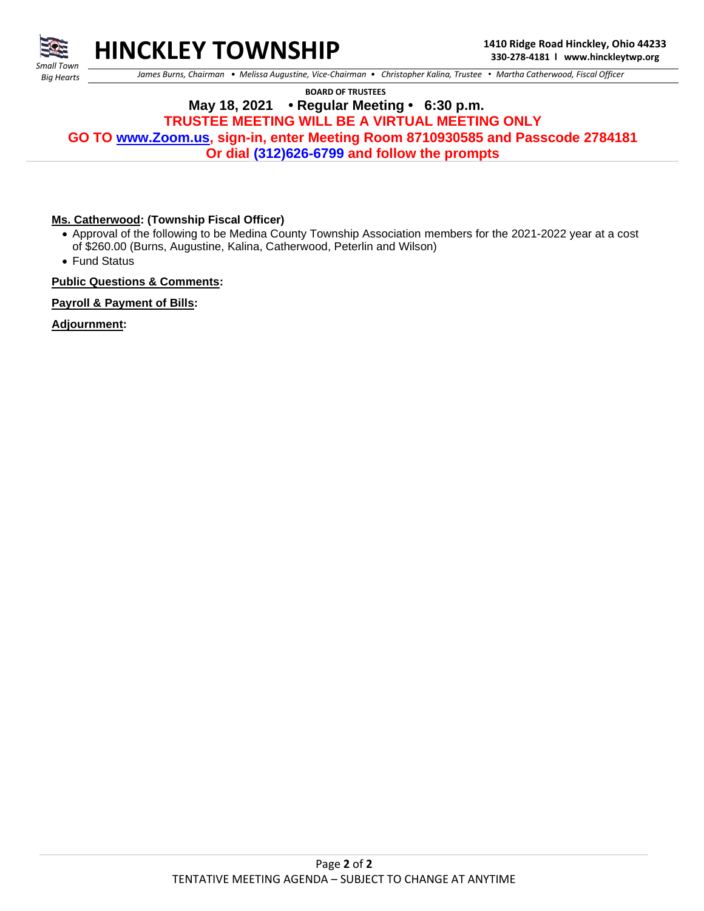# HINCKLEY TOWNSHIP

*Small Town Big Hearts*

**1410 Ridge Road Hinckley, Ohio 44233**
**330-278-4181 l www.hinckleytwp.org**

*James Burns, Chairman • Melissa Augustine, Vice-Chairman • Christopher Kalina, Trustee • Martha Catherwood, Fiscal Officer*

**BOARD OF TRUSTEES**

**May 18, 2021 • Regular Meeting • 6:30 p.m.**

**TRUSTEE MEETING WILL BE A VIRTUAL MEETING ONLY**

**GO TO www.Zoom.us, sign-in, enter Meeting Room 8710930585 and Passcode 2784181**

**Or dial (312)626-6799 and follow the prompts**

**Ms. Catherwood: (Township Fiscal Officer)**

- Approval of the following to be Medina County Township Association members for the 2021-2022 year at a cost of $260.00 (Burns, Augustine, Kalina, Catherwood, Peterlin and Wilson)
- Fund Status

**Public Questions & Comments:**

**Payroll & Payment of Bills:**

**Adjournment:**

TENTATIVE MEETING AGENDA – SUBJECT TO CHANGE AT ANYTIME